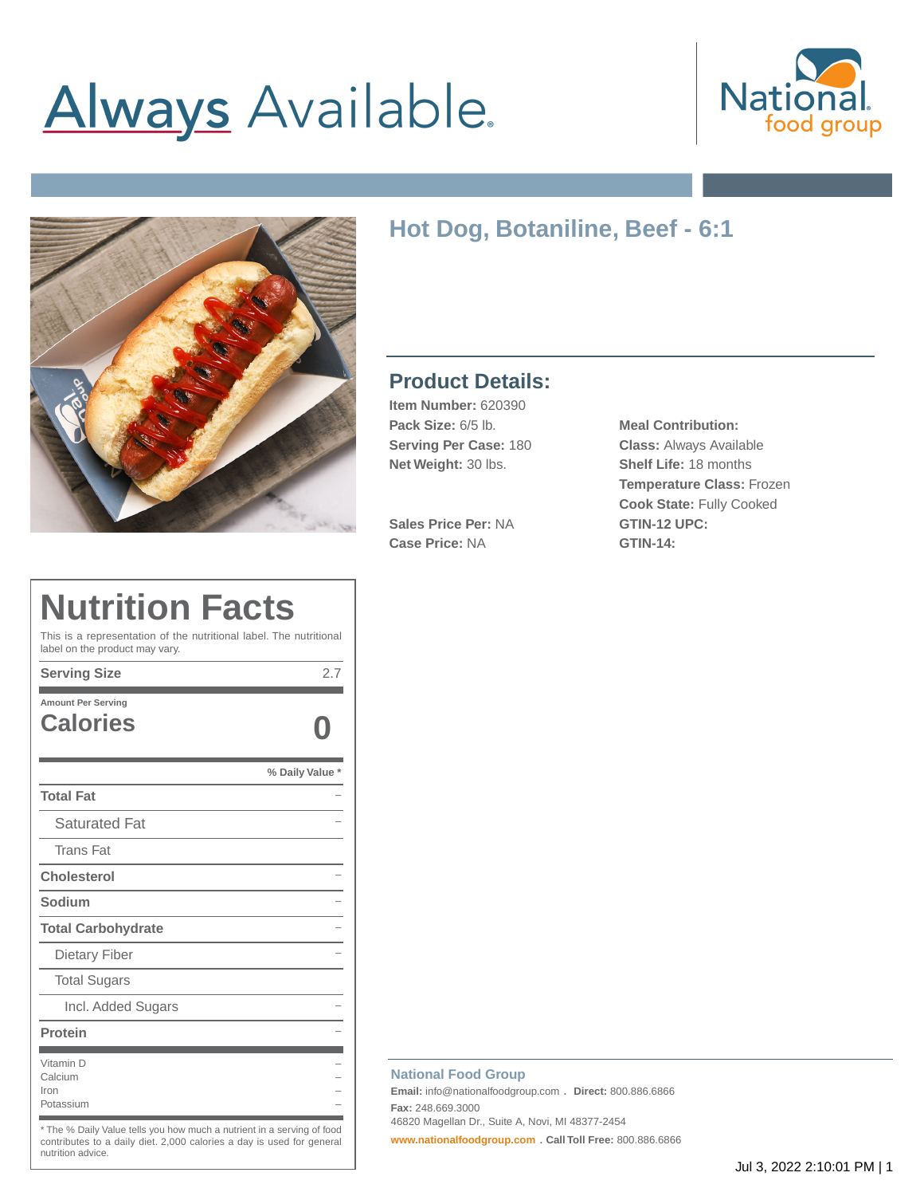# Always Available.

National food group

## Hot Dog, Botaniline, Beef - 6:1

### Product Details:

**Item Number:** 620390
**Pack Size:** 6/5 lb.
**Serving Per Case:** 180
**Net Weight:** 30 lbs.

**Sales Price Per:** NA
**Case Price:** NA

**Meal Contribution:**
**Class:** Always Available
**Shelf Life:** 18 months
**Temperature Class:** Frozen
**Cook State:** Fully Cooked
**GTIN-12 UPC:**
**GTIN-14:**

## Nutrition Facts

This is a representation of the nutritional label. The nutritional label on the product may vary.

| **Serving Size** | 2.7 |
|---|---|
| Amount Per Serving | |
| **Calories** | **0** |
| | **% Daily Value *** |
| **Total Fat** | – |
| Saturated Fat | – |
| Trans Fat | |
| **Cholesterol** | – |
| **Sodium** | – |
| **Total Carbohydrate** | – |
| Dietary Fiber | – |
| Total Sugars | |
| Incl. Added Sugars | – |
| **Protein** | – |
| Vitamin D | – |
| Calcium | – |
| Iron | – |
| Potassium | – |

* The % Daily Value tells you how much a nutrient in a serving of food contributes to a daily diet. 2,000 calories a day is used for general nutrition advice.

**National Food Group**
**Email:** info@nationalfoodgroup.com . **Direct:** 800.886.6866
**Fax:** 248.669.3000
46820 Magellan Dr., Suite A, Novi, MI 48377-2454
www.nationalfoodgroup.com . **Call Toll Free:** 800.886.6866

Jul 3, 2022 2:10:01 PM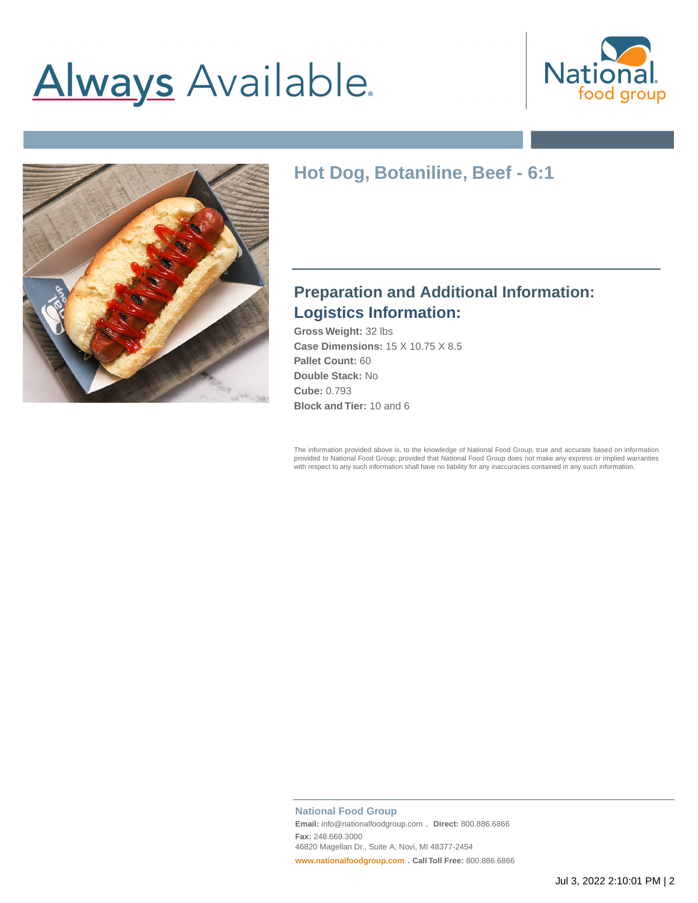# Always Available.

National food group

## Hot Dog, Botaniline, Beef - 6:1

## Preparation and Additional Information:

## Logistics Information:

**Gross Weight:** 32 lbs
**Case Dimensions:** 15 X 10.75 X 8.5
**Pallet Count:** 60
**Double Stack:** No
**Cube:** 0.793
**Block and Tier:** 10 and 6

The information provided above is, to the knowledge of National Food Group, true and accurate based on information provided to National Food Group; provided that National Food Group does not make any express or implied warranties with respect to any such information shall have no liability for any inaccuracies contained in any such information.

**National Food Group**
**Email:** info@nationalfoodgroup.com . **Direct:** 800.886.6866
**Fax:** 248.669.3000
46820 Magellan Dr., Suite A, Novi, MI 48377-2454
**www.nationalfoodgroup.com** . **Call Toll Free:** 800.886.6866

Jul 3, 2022 2:10:01 PM